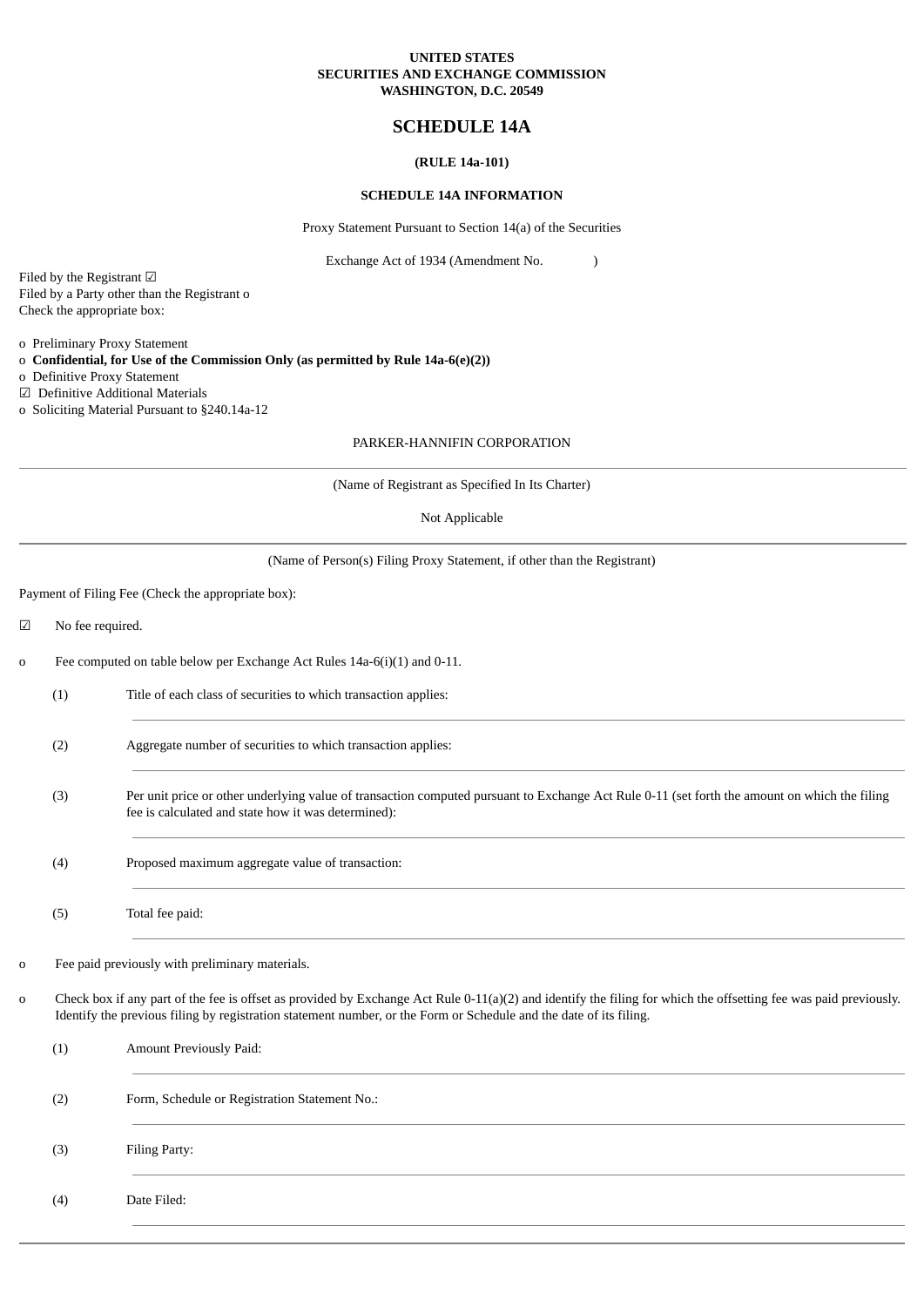**UNITED STATES**
**SECURITIES AND EXCHANGE COMMISSION**
**WASHINGTON, D.C. 20549**

# SCHEDULE 14A

**(RULE 14a-101)**

**SCHEDULE 14A INFORMATION**

Proxy Statement Pursuant to Section 14(a) of the Securities

Exchange Act of 1934 (Amendment No. )

Filed by the Registrant ☑
Filed by a Party other than the Registrant o
Check the appropriate box:

o Preliminary Proxy Statement
o **Confidential, for Use of the Commission Only (as permitted by Rule 14a-6(e)(2))**
o Definitive Proxy Statement
☑ Definitive Additional Materials
o Soliciting Material Pursuant to §240.14a-12

PARKER-HANNIFIN CORPORATION

---

(Name of Registrant as Specified In Its Charter)

Not Applicable

---

(Name of Person(s) Filing Proxy Statement, if other than the Registrant)

Payment of Filing Fee (Check the appropriate box):

☑ No fee required.

o Fee computed on table below per Exchange Act Rules 14a-6(i)(1) and 0-11.

(1) Title of each class of securities to which transaction applies:

(2) Aggregate number of securities to which transaction applies:

(3) Per unit price or other underlying value of transaction computed pursuant to Exchange Act Rule 0-11 (set forth the amount on which the filing fee is calculated and state how it was determined):

(4) Proposed maximum aggregate value of transaction:

(5) Total fee paid:

o Fee paid previously with preliminary materials.

o Check box if any part of the fee is offset as provided by Exchange Act Rule 0-11(a)(2) and identify the filing for which the offsetting fee was paid previously. Identify the previous filing by registration statement number, or the Form or Schedule and the date of its filing.

(1) Amount Previously Paid:

(2) Form, Schedule or Registration Statement No.:

(3) Filing Party:

(4) Date Filed: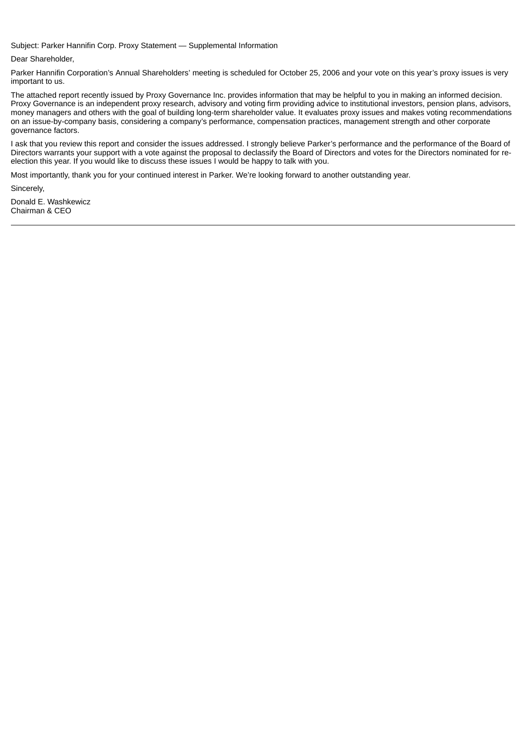Subject: Parker Hannifin Corp. Proxy Statement — Supplemental Information

Dear Shareholder,

Parker Hannifin Corporation's Annual Shareholders' meeting is scheduled for October 25, 2006 and your vote on this year's proxy issues is very important to us.

The attached report recently issued by Proxy Governance Inc. provides information that may be helpful to you in making an informed decision. Proxy Governance is an independent proxy research, advisory and voting firm providing advice to institutional investors, pension plans, advisors, money managers and others with the goal of building long-term shareholder value. It evaluates proxy issues and makes voting recommendations on an issue-by-company basis, considering a company's performance, compensation practices, management strength and other corporate governance factors.

I ask that you review this report and consider the issues addressed. I strongly believe Parker's performance and the performance of the Board of Directors warrants your support with a vote against the proposal to declassify the Board of Directors and votes for the Directors nominated for re-election this year. If you would like to discuss these issues I would be happy to talk with you.

Most importantly, thank you for your continued interest in Parker. We're looking forward to another outstanding year.

Sincerely,

Donald E. Washkewicz
Chairman & CEO

---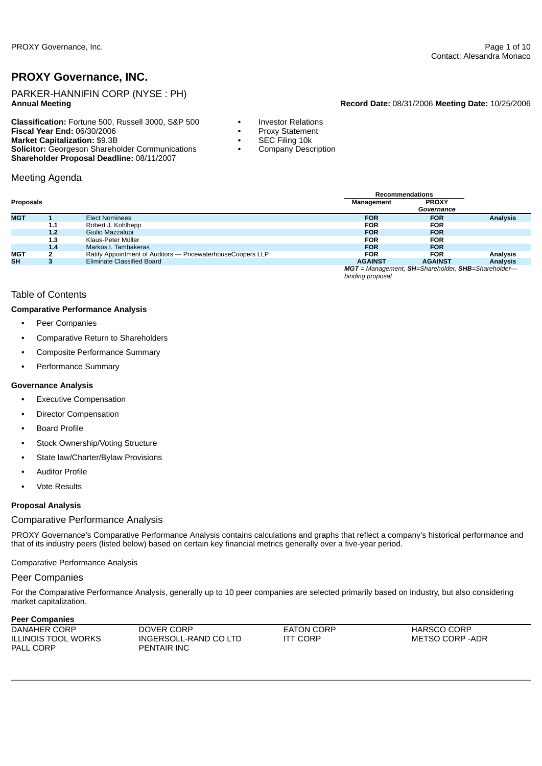# PROXY Governance, INC.

PARKER-HANNIFIN CORP (NYSE : PH)
**Annual Meeting**

**Record Date:** 08/31/2006 **Meeting Date:** 10/25/2006

**Classification:** Fortune 500, Russell 3000, S&P 500
**Fiscal Year End:** 06/30/2006
**Market Capitalization:** $9.3B
**Solicitor:** Georgeson Shareholder Communications
**Shareholder Proposal Deadline:** 08/11/2007

- Investor Relations
- Proxy Statement
- SEC Filing 10k
- Company Description

## Meeting Agenda

| Proposals | | | Recommendations | | |
|---|---|---|---|---|---|
| | | | **Management** | **PROXY *Governance*** | |
| **MGT** | **1** | Elect Nominees | **FOR** | **FOR** | **Analysis** |
| | **1.1** | Robert J. Kohlhepp | **FOR** | **FOR** | |
| | **1.2** | Giulio Mazzalupi | **FOR** | **FOR** | |
| | **1.3** | Klaus-Peter Müller | **FOR** | **FOR** | |
| | **1.4** | Markos I. Tambakeras | **FOR** | **FOR** | |
| **MGT** | **2** | Ratify Appointment of Auditors — PricewaterhouseCoopers LLP | **FOR** | **FOR** | **Analysis** |
| **SH** | **3** | Eliminate Classified Board | **AGAINST** | **AGAINST** | **Analysis** |

***MGT** = Management, **SH**=Shareholder, **SHB**=Shareholder—binding proposal*

## Table of Contents

**Comparative Performance Analysis**

- Peer Companies
- Comparative Return to Shareholders
- Composite Performance Summary
- Performance Summary

**Governance Analysis**

- Executive Compensation
- Director Compensation
- Board Profile
- Stock Ownership/Voting Structure
- State law/Charter/Bylaw Provisions
- Auditor Profile
- Vote Results

**Proposal Analysis**

## Comparative Performance Analysis

PROXY Governance's Comparative Performance Analysis contains calculations and graphs that reflect a company's historical performance and that of its industry peers (listed below) based on certain key financial metrics generally over a five-year period.

Comparative Performance Analysis

## Peer Companies

For the Comparative Performance Analysis, generally up to 10 peer companies are selected primarily based on industry, but also considering market capitalization.

**Peer Companies**

| | | | |
|---|---|---|---|
| DANAHER CORP | DOVER CORP | EATON CORP | HARSCO CORP |
| ILLINOIS TOOL WORKS | INGERSOLL-RAND CO LTD | ITT CORP | METSO CORP -ADR |
| PALL CORP | PENTAIR INC | | |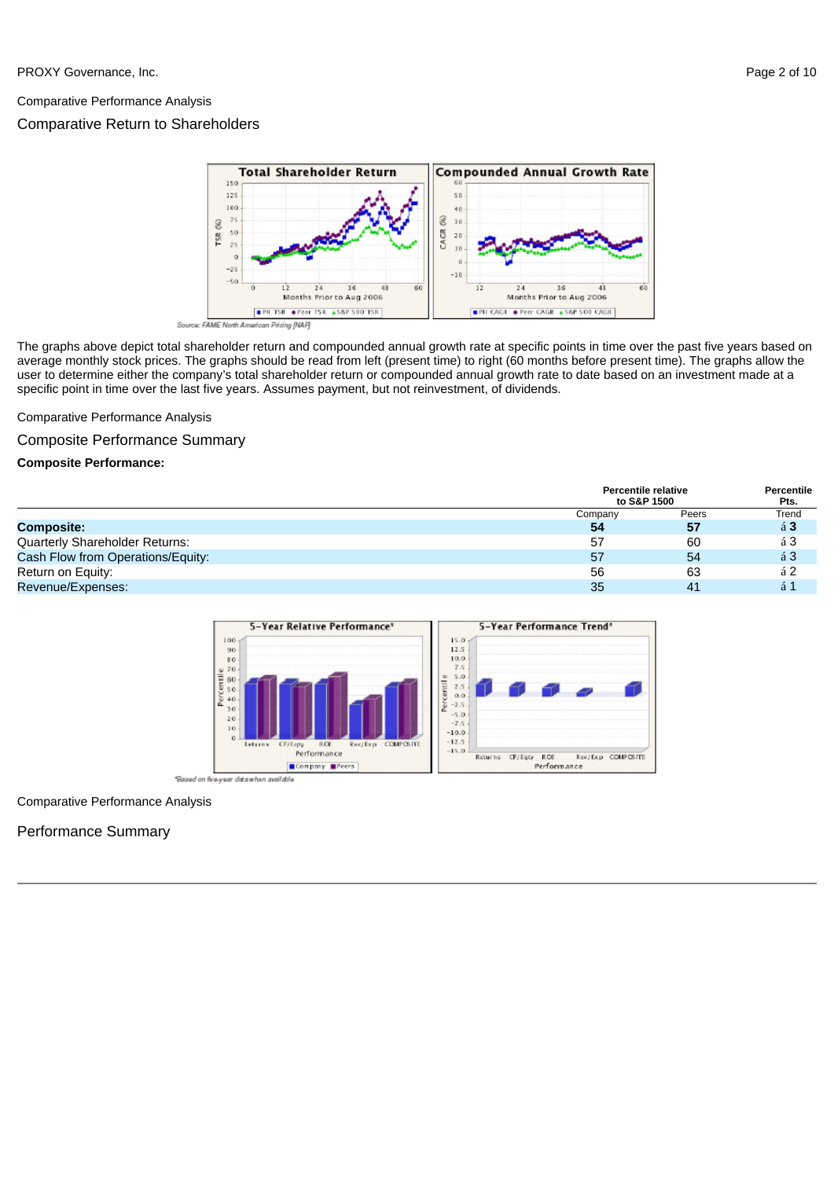Comparative Performance Analysis

## Comparative Return to Shareholders

Source: FAME North American Pricing [NAP]

The graphs above depict total shareholder return and compounded annual growth rate at specific points in time over the past five years based on average monthly stock prices. The graphs should be read from left (present time) to right (60 months before present time). The graphs allow the user to determine either the company's total shareholder return or compounded annual growth rate to date based on an investment made at a specific point in time over the last five years. Assumes payment, but not reinvestment, of dividends.

Comparative Performance Analysis

## Composite Performance Summary

**Composite Performance:**

| | Percentile relative to S&P 1500 | | Percentile Pts. |
|---|---|---|---|
| | Company | Peers | Trend |
| **Composite:** | **54** | **57** | **á 3** |
| Quarterly Shareholder Returns: | 57 | 60 | á 3 |
| Cash Flow from Operations/Equity: | 57 | 54 | á 3 |
| Return on Equity: | 56 | 63 | á 2 |
| Revenue/Expenses: | 35 | 41 | á 1 |

*Based on five-year data when available

Comparative Performance Analysis

## Performance Summary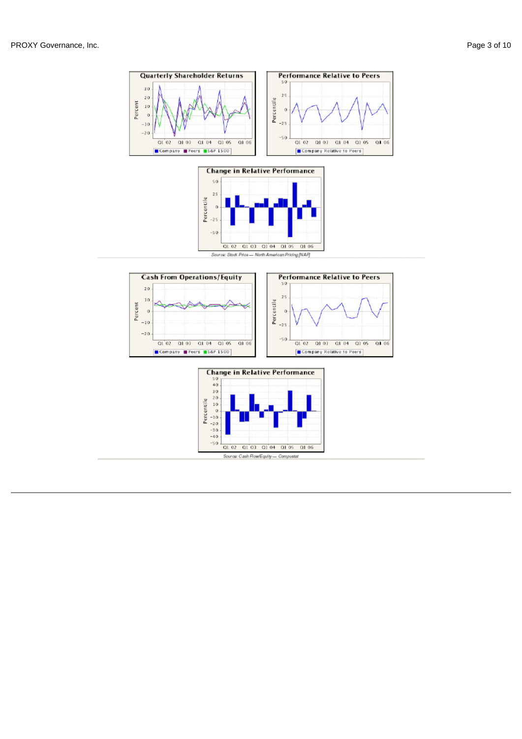Source: Stock Price — North American Pricing [NAP]

Source: Cash Flow/Equity — Compustat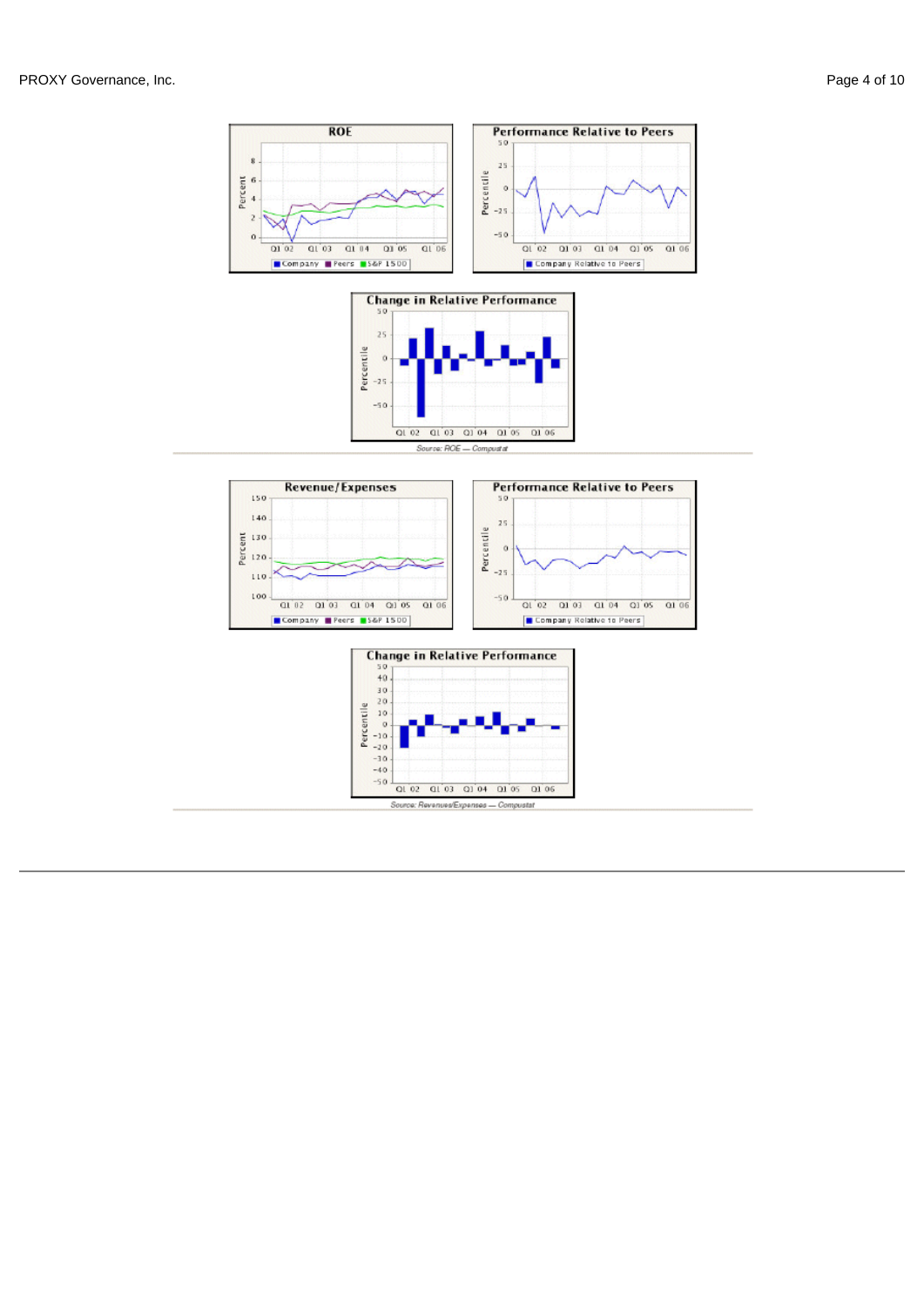Source: ROE — Compustat

Source: Revenues/Expenses — Compustat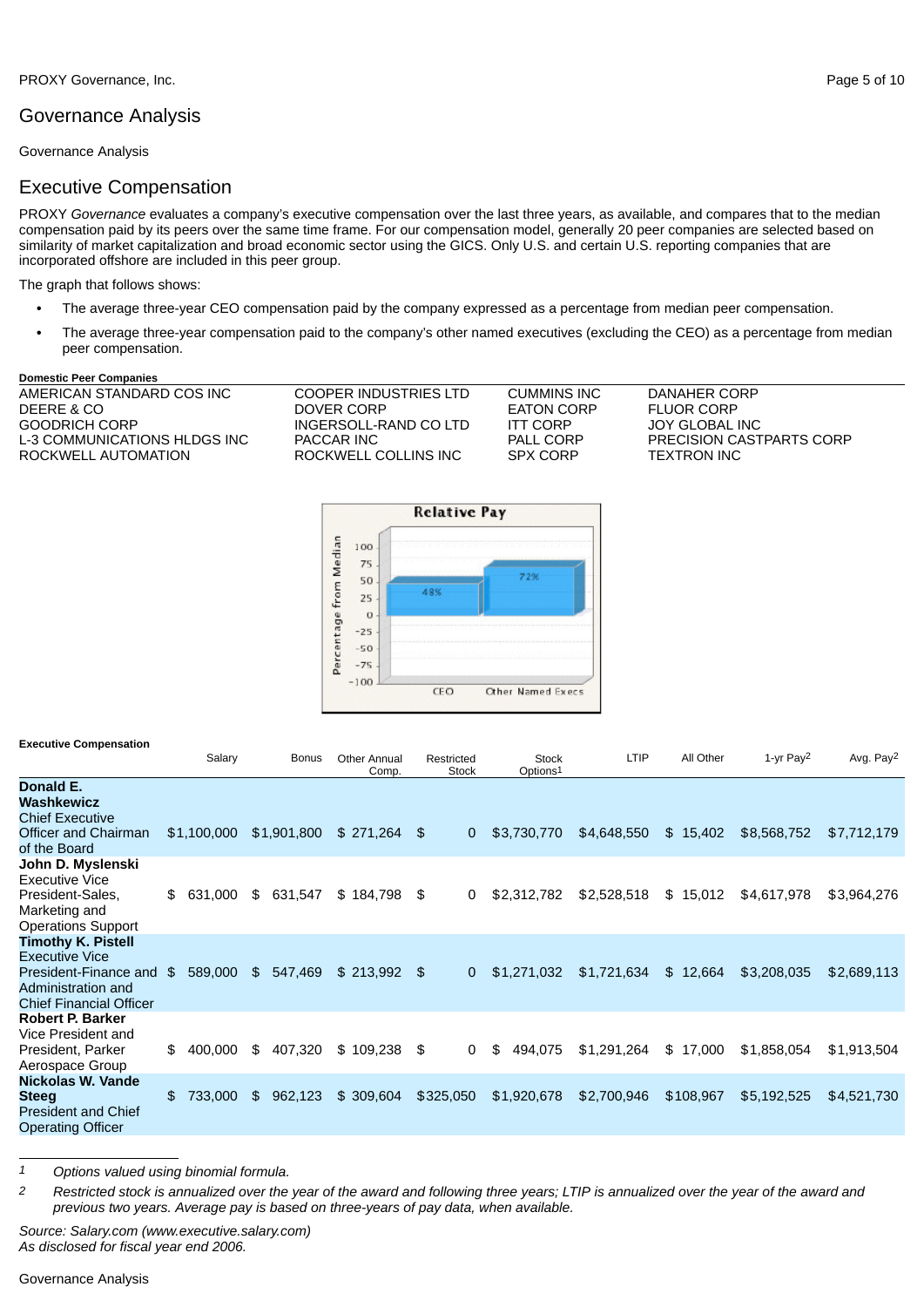# Governance Analysis

Governance Analysis

## Executive Compensation

PROXY *Governance* evaluates a company's executive compensation over the last three years, as available, and compares that to the median compensation paid by its peers over the same time frame. For our compensation model, generally 20 peer companies are selected based on similarity of market capitalization and broad economic sector using the GICS. Only U.S. and certain U.S. reporting companies that are incorporated offshore are included in this peer group.

The graph that follows shows:

- The average three-year CEO compensation paid by the company expressed as a percentage from median peer compensation.
- The average three-year compensation paid to the company's other named executives (excluding the CEO) as a percentage from median peer compensation.

**Domestic Peer Companies**

| | | | |
|---|---|---|---|
| AMERICAN STANDARD COS INC | COOPER INDUSTRIES LTD | CUMMINS INC | DANAHER CORP |
| DEERE & CO | DOVER CORP | EATON CORP | FLUOR CORP |
| GOODRICH CORP | INGERSOLL-RAND CO LTD | ITT CORP | JOY GLOBAL INC |
| L-3 COMMUNICATIONS HLDGS INC | PACCAR INC | PALL CORP | PRECISION CASTPARTS CORP |
| ROCKWELL AUTOMATION | ROCKWELL COLLINS INC | SPX CORP | TEXTRON INC |

**Relative Pay**

| | Percentage from Median |
|---|---|
| CEO | 48% |
| Other Named Execs | 72% |

**Executive Compensation**

| | Salary | Bonus | Other Annual Comp. | Restricted Stock | Stock Options[1] | LTIP | All Other | 1-yr Pay[2] | Avg. Pay[2] |
|---|---|---|---|---|---|---|---|---|---|
| **Donald E. Washkewicz** Chief Executive Officer and Chairman of the Board | $1,100,000 | $1,901,800 | $ 271,264 | $ 0 | $3,730,770 | $4,648,550 | $ 15,402 | $8,568,752 | $7,712,179 |
| **John D. Myslenski** Executive Vice President-Sales, Marketing and Operations Support | $ 631,000 | $ 631,547 | $ 184,798 | $ 0 | $2,312,782 | $2,528,518 | $ 15,012 | $4,617,978 | $3,964,276 |
| **Timothy K. Pistell** Executive Vice President-Finance and Administration and Chief Financial Officer | $ 589,000 | $ 547,469 | $ 213,992 | $ 0 | $1,271,032 | $1,721,634 | $ 12,664 | $3,208,035 | $2,689,113 |
| **Robert P. Barker** Vice President and President, Parker Aerospace Group | $ 400,000 | $ 407,320 | $ 109,238 | $ 0 | $ 494,075 | $1,291,264 | $ 17,000 | $1,858,054 | $1,913,504 |
| **Nickolas W. Vande Steeg** President and Chief Operating Officer | $ 733,000 | $ 962,123 | $ 309,604 | $325,050 | $1,920,678 | $2,700,946 | $108,967 | $5,192,525 | $4,521,730 |

1 *Options valued using binomial formula.*

2 *Restricted stock is annualized over the year of the award and following three years; LTIP is annualized over the year of the award and previous two years. Average pay is based on three-years of pay data, when available.*

*Source: Salary.com (www.executive.salary.com)*
*As disclosed for fiscal year end 2006.*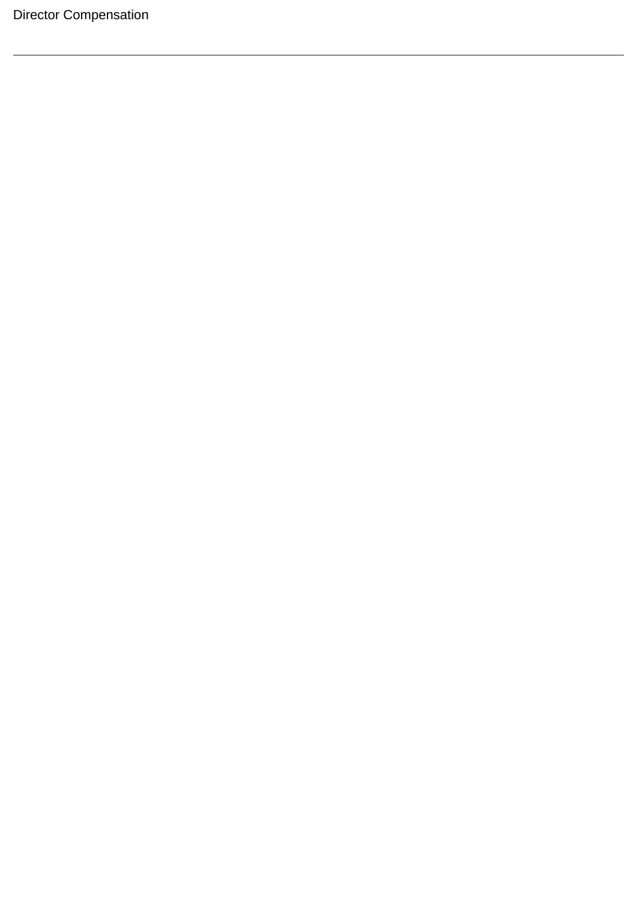# Director Compensation

---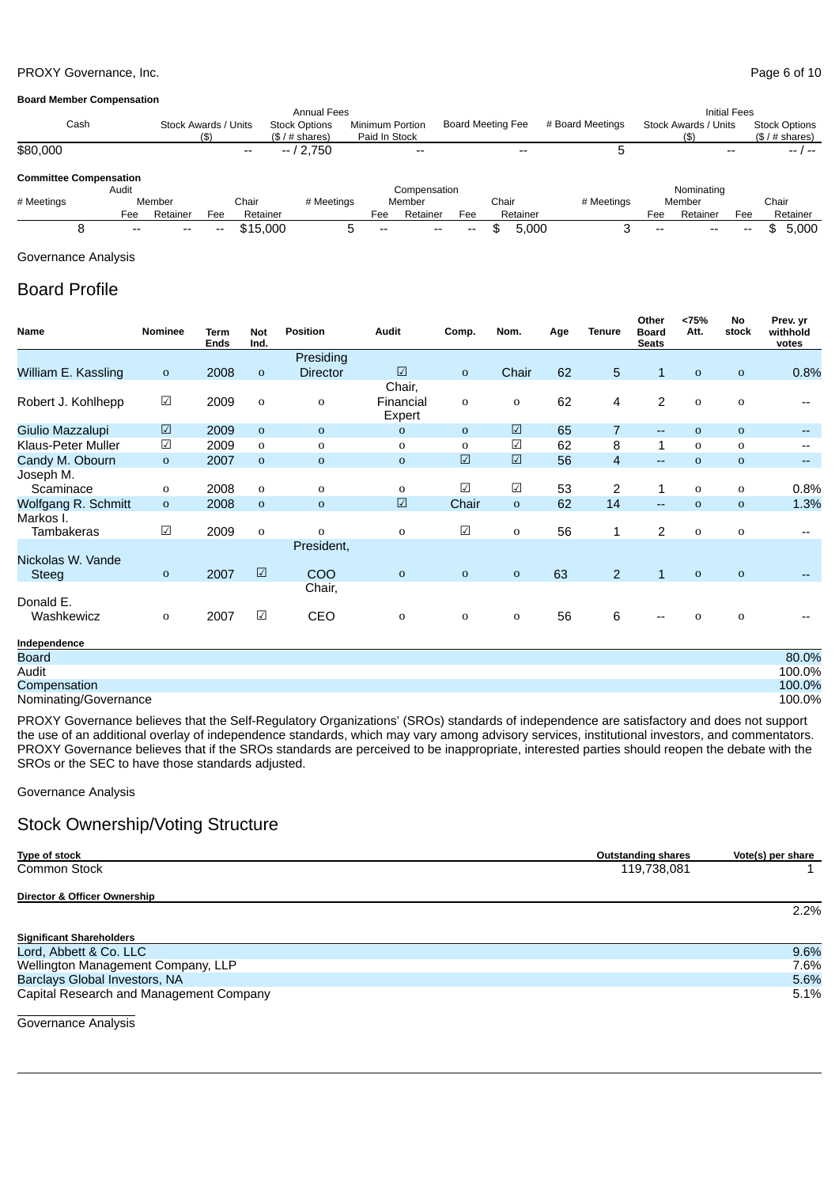**Board Member Compensation**

| Annual Fees | | | | | | Initial Fees | |
|---|---|---|---|---|---|---|---|
| Cash | Stock Awards / Units ($) | Stock Options ($ / # shares) | Minimum Portion Paid In Stock | Board Meeting Fee | # Board Meetings | Stock Awards / Units ($) | Stock Options ($ / # shares) |
| $80,000 | -- | -- / 2,750 | -- | -- | 5 | -- | -- / -- |

**Committee Compensation**

| Audit | | | | | Compensation | | | | | Nominating | | | | |
|---|---|---|---|---|---|---|---|---|---|---|---|---|---|---|
| # Meetings | Member | | Chair | | # Meetings | Member | | Chair | | # Meetings | Member | | Chair | |
| | Fee | Retainer | Fee | Retainer | | Fee | Retainer | Fee | Retainer | | Fee | Retainer | Fee | Retainer |
| 8 | -- | -- | -- | $15,000 | 5 | -- | -- | -- | $ 5,000 | 3 | -- | -- | -- | $ 5,000 |

Governance Analysis

## Board Profile

| Name | Nominee | Term Ends | Not Ind. | Position | Audit | Comp. | Nom. | Age | Tenure | Other Board Seats | <75% Att. | No stock | Prev. yr withhold votes |
|---|---|---|---|---|---|---|---|---|---|---|---|---|---|
| William E. Kassling | o | 2008 | o | Presiding Director | ☑ | o | Chair | 62 | 5 | 1 | o | o | 0.8% |
| Robert J. Kohlhepp | ☑ | 2009 | o | o | Chair, Financial Expert | o | o | 62 | 4 | 2 | o | o | -- |
| Giulio Mazzalupi | ☑ | 2009 | o | o | o | o | ☑ | 65 | 7 | -- | o | o | -- |
| Klaus-Peter Muller | ☑ | 2009 | o | o | o | o | ☑ | 62 | 8 | 1 | o | o | -- |
| Candy M. Obourn | o | 2007 | o | o | o | ☑ | ☑ | 56 | 4 | -- | o | o | -- |
| Joseph M. Scaminace | o | 2008 | o | o | o | ☑ | ☑ | 53 | 2 | 1 | o | o | 0.8% |
| Wolfgang R. Schmitt | o | 2008 | o | o | ☑ | Chair | o | 62 | 14 | -- | o | o | 1.3% |
| Markos I. Tambakeras | ☑ | 2009 | o | o | o | ☑ | o | 56 | 1 | 2 | o | o | -- |
| Nickolas W. Vande Steeg | o | 2007 | ☑ | President, COO | o | o | o | 63 | 2 | 1 | o | o | -- |
| Donald E. Washkewicz | o | 2007 | ☑ | Chair, CEO | o | o | o | 56 | 6 | -- | o | o | -- |

**Independence**

| | |
|---|---|
| Board | 80.0% |
| Audit | 100.0% |
| Compensation | 100.0% |
| Nominating/Governance | 100.0% |

PROXY Governance believes that the Self-Regulatory Organizations' (SROs) standards of independence are satisfactory and does not support the use of an additional overlay of independence standards, which may vary among advisory services, institutional investors, and commentators. PROXY Governance believes that if the SROs standards are perceived to be inappropriate, interested parties should reopen the debate with the SROs or the SEC to have those standards adjusted.

Governance Analysis

## Stock Ownership/Voting Structure

| Type of stock | Outstanding shares | Vote(s) per share |
|---|---|---|
| Common Stock | 119,738,081 | 1 |

**Director & Officer Ownership**

2.2%

**Significant Shareholders**

| | |
|---|---|
| Lord, Abbett & Co. LLC | 9.6% |
| Wellington Management Company, LLP | 7.6% |
| Barclays Global Investors, NA | 5.6% |
| Capital Research and Management Company | 5.1% |

Governance Analysis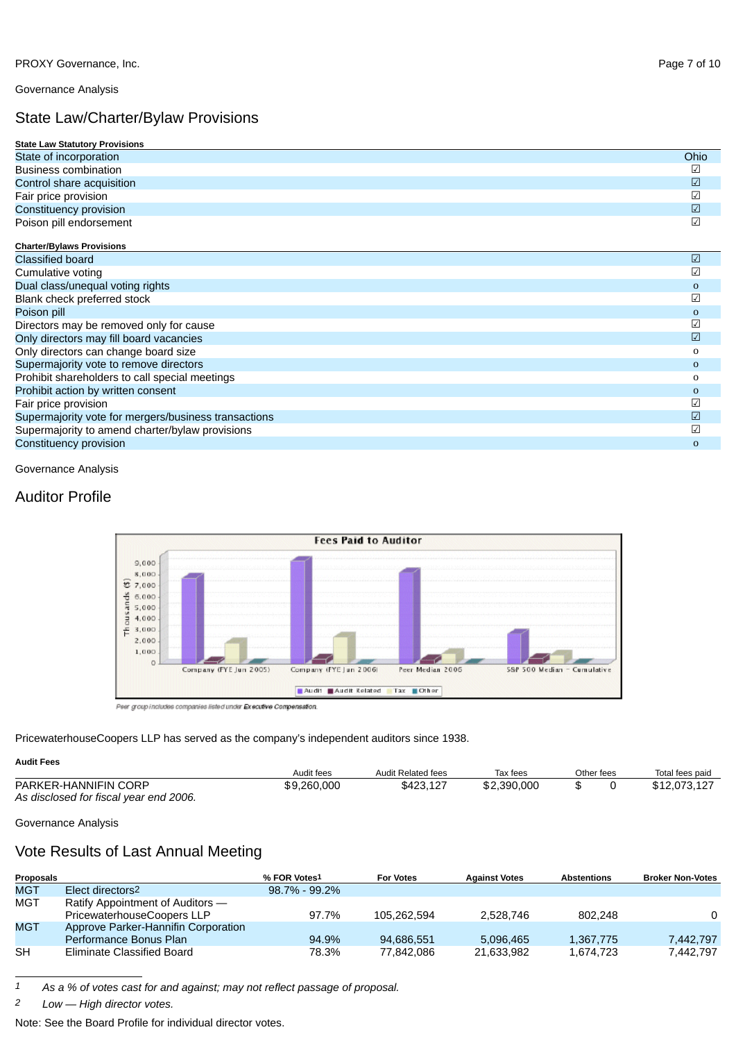Governance Analysis

## State Law/Charter/Bylaw Provisions

| State Law Statutory Provisions | |
|---|---|
| State of incorporation | Ohio |
| Business combination | ☑ |
| Control share acquisition | ☑ |
| Fair price provision | ☑ |
| Constituency provision | ☑ |
| Poison pill endorsement | ☑ |

| Charter/Bylaws Provisions | |
|---|---|
| Classified board | ☑ |
| Cumulative voting | ☑ |
| Dual class/unequal voting rights | o |
| Blank check preferred stock | ☑ |
| Poison pill | o |
| Directors may be removed only for cause | ☑ |
| Only directors may fill board vacancies | ☑ |
| Only directors can change board size | o |
| Supermajority vote to remove directors | o |
| Prohibit shareholders to call special meetings | o |
| Prohibit action by written consent | o |
| Fair price provision | ☑ |
| Supermajority vote for mergers/business transactions | ☑ |
| Supermajority to amend charter/bylaw provisions | ☑ |
| Constituency provision | o |

Governance Analysis

## Auditor Profile

*Peer group includes companies listed under Executive Compensation.*

PricewaterhouseCoopers LLP has served as the company's independent auditors since 1938.

**Audit Fees**

| | Audit fees | Audit Related fees | Tax fees | Other fees | Total fees paid |
|---|---|---|---|---|---|
| PARKER-HANNIFIN CORP<br>*As disclosed for fiscal year end 2006.* | $9,260,000 | $423,127 | $2,390,000 | $ 0 | $12,073,127 |

Governance Analysis

## Vote Results of Last Annual Meeting

| Proposals | | % FOR Votes[1] | For Votes | Against Votes | Abstentions | Broker Non-Votes |
|---|---|---|---|---|---|---|
| MGT | Elect directors[2] | 98.7% - 99.2% | | | | |
| MGT | Ratify Appointment of Auditors — PricewaterhouseCoopers LLP | 97.7% | 105,262,594 | 2,528,746 | 802,248 | 0 |
| MGT | Approve Parker-Hannifin Corporation Performance Bonus Plan | 94.9% | 94,686,551 | 5,096,465 | 1,367,775 | 7,442,797 |
| SH | Eliminate Classified Board | 78.3% | 77,842,086 | 21,633,982 | 1,674,723 | 7,442,797 |

1 *As a % of votes cast for and against; may not reflect passage of proposal.*

2 *Low — High director votes.*

Note: See the Board Profile for individual director votes.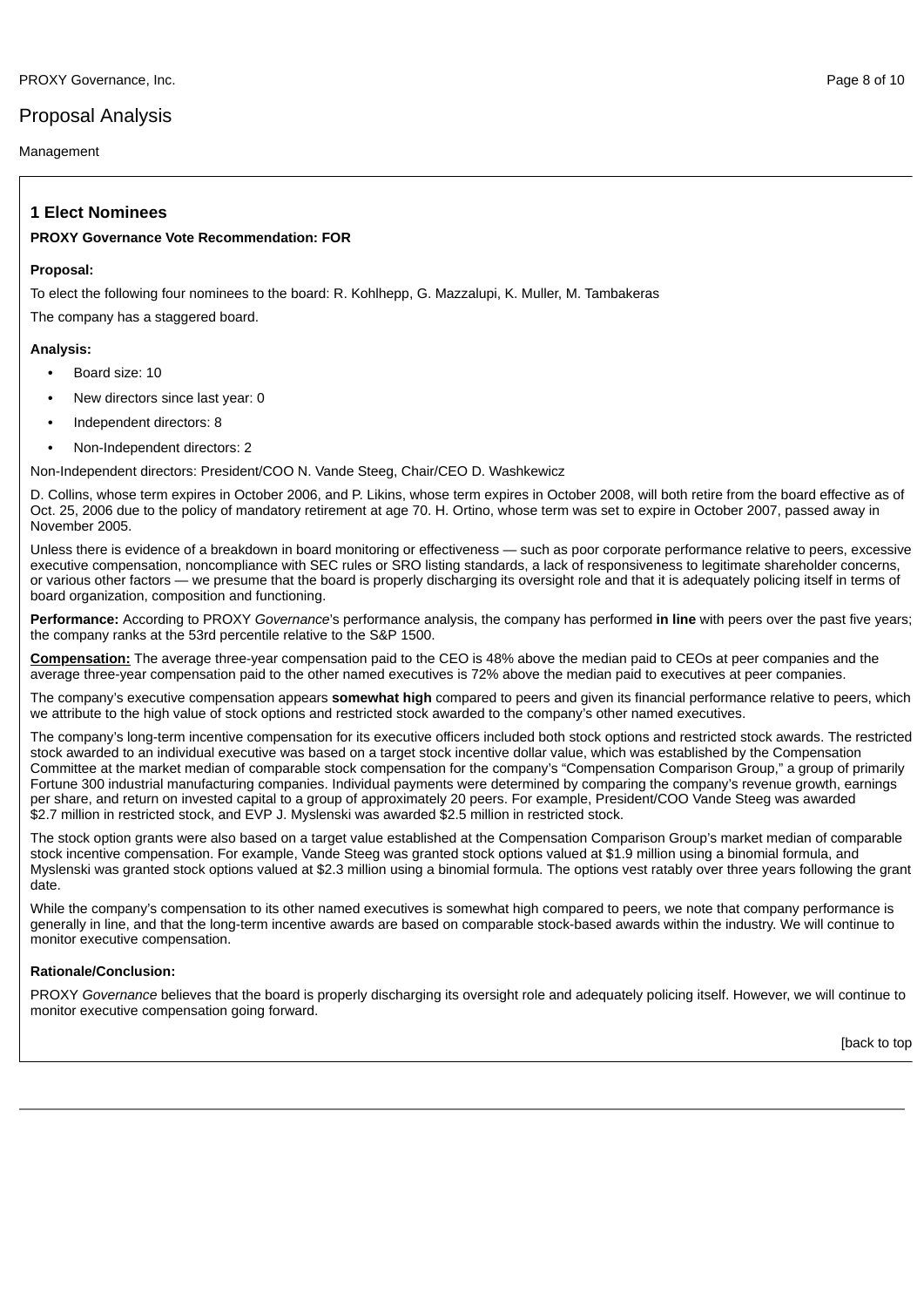## Proposal Analysis

Management

### 1 Elect Nominees

**PROXY Governance Vote Recommendation: FOR**

**Proposal:**

To elect the following four nominees to the board: R. Kohlhepp, G. Mazzalupi, K. Muller, M. Tambakeras

The company has a staggered board.

**Analysis:**

- Board size: 10
- New directors since last year: 0
- Independent directors: 8
- Non-Independent directors: 2

Non-Independent directors: President/COO N. Vande Steeg, Chair/CEO D. Washkewicz

D. Collins, whose term expires in October 2006, and P. Likins, whose term expires in October 2008, will both retire from the board effective as of Oct. 25, 2006 due to the policy of mandatory retirement at age 70. H. Ortino, whose term was set to expire in October 2007, passed away in November 2005.

Unless there is evidence of a breakdown in board monitoring or effectiveness — such as poor corporate performance relative to peers, excessive executive compensation, noncompliance with SEC rules or SRO listing standards, a lack of responsiveness to legitimate shareholder concerns, or various other factors — we presume that the board is properly discharging its oversight role and that it is adequately policing itself in terms of board organization, composition and functioning.

**Performance:** According to PROXY *Governance*'s performance analysis, the company has performed **in line** with peers over the past five years; the company ranks at the 53rd percentile relative to the S&P 1500.

**Compensation:** The average three-year compensation paid to the CEO is 48% above the median paid to CEOs at peer companies and the average three-year compensation paid to the other named executives is 72% above the median paid to executives at peer companies.

The company's executive compensation appears **somewhat high** compared to peers and given its financial performance relative to peers, which we attribute to the high value of stock options and restricted stock awarded to the company's other named executives.

The company's long-term incentive compensation for its executive officers included both stock options and restricted stock awards. The restricted stock awarded to an individual executive was based on a target stock incentive dollar value, which was established by the Compensation Committee at the market median of comparable stock compensation for the company's "Compensation Comparison Group," a group of primarily Fortune 300 industrial manufacturing companies. Individual payments were determined by comparing the company's revenue growth, earnings per share, and return on invested capital to a group of approximately 20 peers. For example, President/COO Vande Steeg was awarded $2.7 million in restricted stock, and EVP J. Myslenski was awarded $2.5 million in restricted stock.

The stock option grants were also based on a target value established at the Compensation Comparison Group's market median of comparable stock incentive compensation. For example, Vande Steeg was granted stock options valued at $1.9 million using a binomial formula, and Myslenski was granted stock options valued at $2.3 million using a binomial formula. The options vest ratably over three years following the grant date.

While the company's compensation to its other named executives is somewhat high compared to peers, we note that company performance is generally in line, and that the long-term incentive awards are based on comparable stock-based awards within the industry. We will continue to monitor executive compensation.

**Rationale/Conclusion:**

PROXY *Governance* believes that the board is properly discharging its oversight role and adequately policing itself. However, we will continue to monitor executive compensation going forward.

[back to top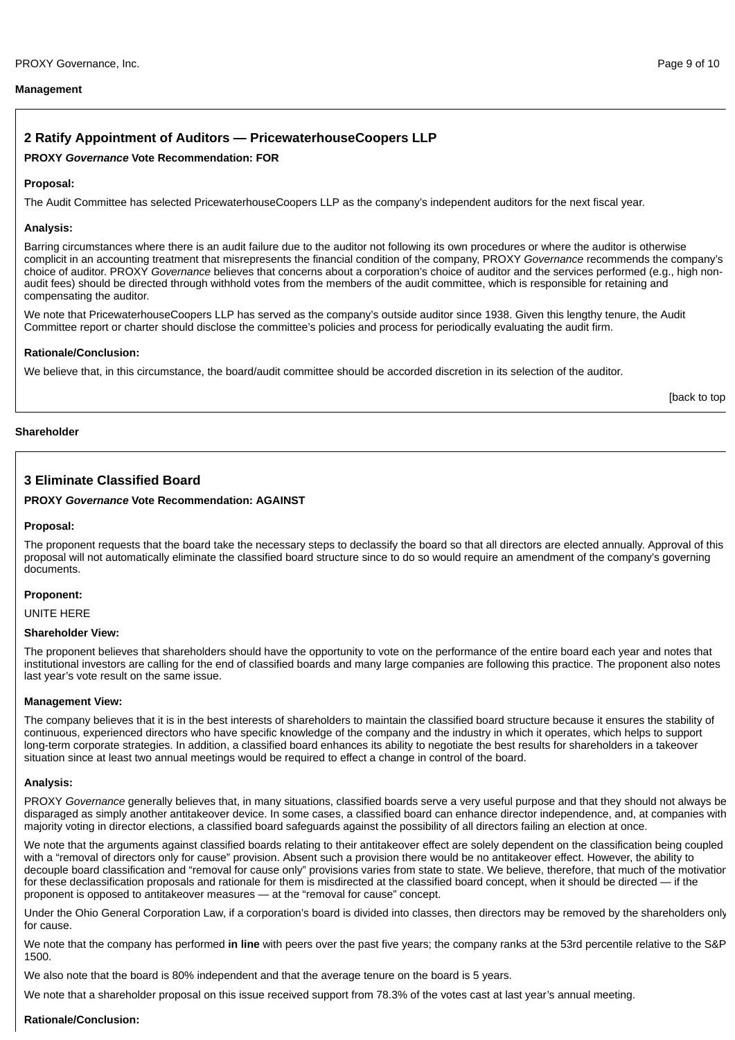**Management**

## 2 Ratify Appointment of Auditors — PricewaterhouseCoopers LLP

**PROXY *Governance* Vote Recommendation: FOR**

**Proposal:**

The Audit Committee has selected PricewaterhouseCoopers LLP as the company's independent auditors for the next fiscal year.

**Analysis:**

Barring circumstances where there is an audit failure due to the auditor not following its own procedures or where the auditor is otherwise complicit in an accounting treatment that misrepresents the financial condition of the company, PROXY *Governance* recommends the company's choice of auditor. PROXY *Governance* believes that concerns about a corporation's choice of auditor and the services performed (e.g., high non-audit fees) should be directed through withhold votes from the members of the audit committee, which is responsible for retaining and compensating the auditor.

We note that PricewaterhouseCoopers LLP has served as the company's outside auditor since 1938. Given this lengthy tenure, the Audit Committee report or charter should disclose the committee's policies and process for periodically evaluating the audit firm.

**Rationale/Conclusion:**

We believe that, in this circumstance, the board/audit committee should be accorded discretion in its selection of the auditor.

[back to top

**Shareholder**

## 3 Eliminate Classified Board

**PROXY *Governance* Vote Recommendation: AGAINST**

**Proposal:**

The proponent requests that the board take the necessary steps to declassify the board so that all directors are elected annually. Approval of this proposal will not automatically eliminate the classified board structure since to do so would require an amendment of the company's governing documents.

**Proponent:**

UNITE HERE

**Shareholder View:**

The proponent believes that shareholders should have the opportunity to vote on the performance of the entire board each year and notes that institutional investors are calling for the end of classified boards and many large companies are following this practice. The proponent also notes last year's vote result on the same issue.

**Management View:**

The company believes that it is in the best interests of shareholders to maintain the classified board structure because it ensures the stability of continuous, experienced directors who have specific knowledge of the company and the industry in which it operates, which helps to support long-term corporate strategies. In addition, a classified board enhances its ability to negotiate the best results for shareholders in a takeover situation since at least two annual meetings would be required to effect a change in control of the board.

**Analysis:**

PROXY *Governance* generally believes that, in many situations, classified boards serve a very useful purpose and that they should not always be disparaged as simply another antitakeover device. In some cases, a classified board can enhance director independence, and, at companies with majority voting in director elections, a classified board safeguards against the possibility of all directors failing an election at once.

We note that the arguments against classified boards relating to their antitakeover effect are solely dependent on the classification being coupled with a "removal of directors only for cause" provision. Absent such a provision there would be no antitakeover effect. However, the ability to decouple board classification and "removal for cause only" provisions varies from state to state. We believe, therefore, that much of the motivation for these declassification proposals and rationale for them is misdirected at the classified board concept, when it should be directed — if the proponent is opposed to antitakeover measures — at the "removal for cause" concept.

Under the Ohio General Corporation Law, if a corporation's board is divided into classes, then directors may be removed by the shareholders only for cause.

We note that the company has performed **in line** with peers over the past five years; the company ranks at the 53rd percentile relative to the S&P 1500.

We also note that the board is 80% independent and that the average tenure on the board is 5 years.

We note that a shareholder proposal on this issue received support from 78.3% of the votes cast at last year's annual meeting.

**Rationale/Conclusion:**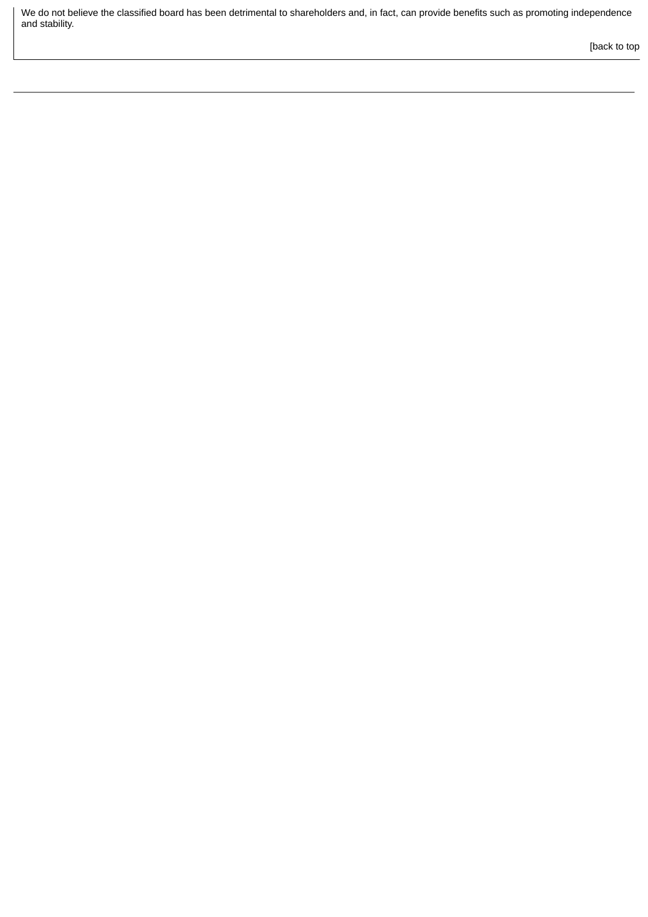We do not believe the classified board has been detrimental to shareholders and, in fact, can provide benefits such as promoting independence and stability.

[back to top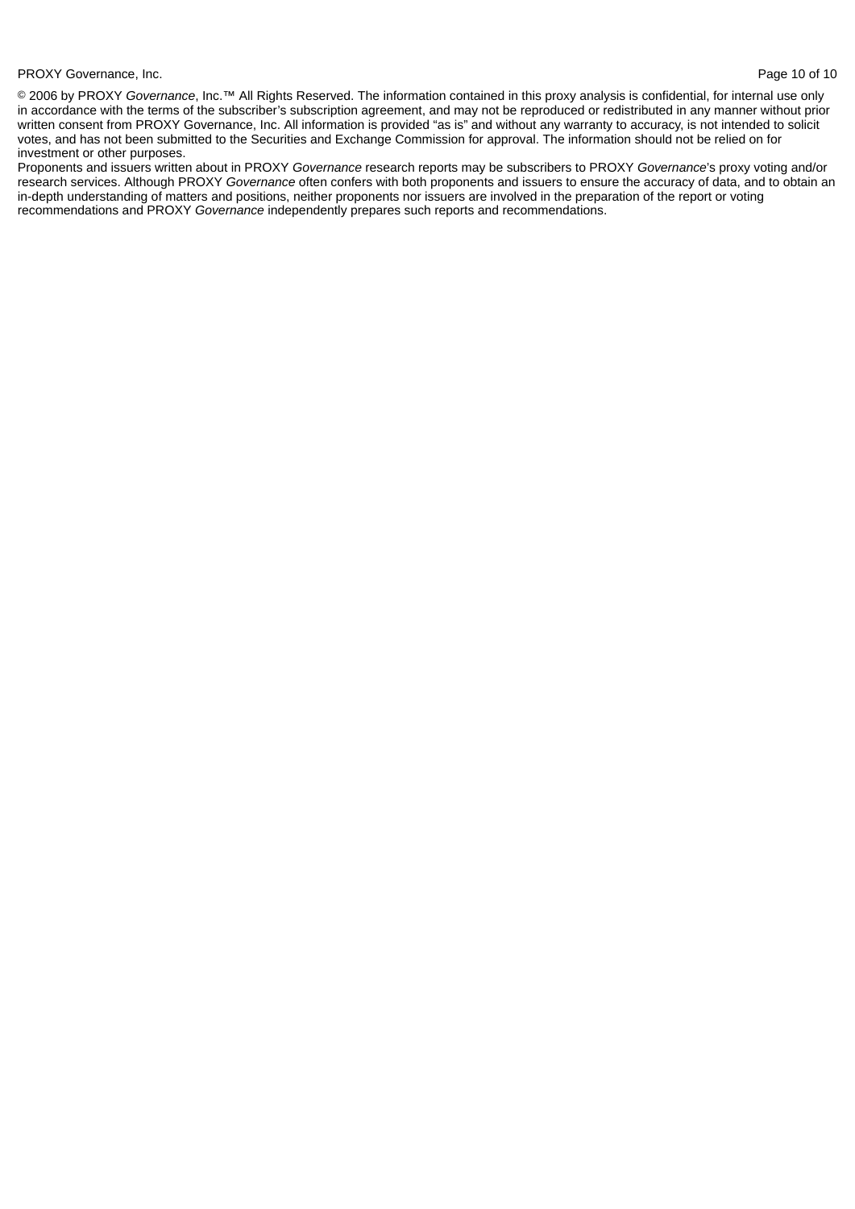© 2006 by PROXY *Governance*, Inc.™ All Rights Reserved. The information contained in this proxy analysis is confidential, for internal use only in accordance with the terms of the subscriber's subscription agreement, and may not be reproduced or redistributed in any manner without prior written consent from PROXY Governance, Inc. All information is provided "as is" and without any warranty to accuracy, is not intended to solicit votes, and has not been submitted to the Securities and Exchange Commission for approval. The information should not be relied on for investment or other purposes.

Proponents and issuers written about in PROXY *Governance* research reports may be subscribers to PROXY *Governance*'s proxy voting and/or research services. Although PROXY *Governance* often confers with both proponents and issuers to ensure the accuracy of data, and to obtain an in-depth understanding of matters and positions, neither proponents nor issuers are involved in the preparation of the report or voting recommendations and PROXY *Governance* independently prepares such reports and recommendations.